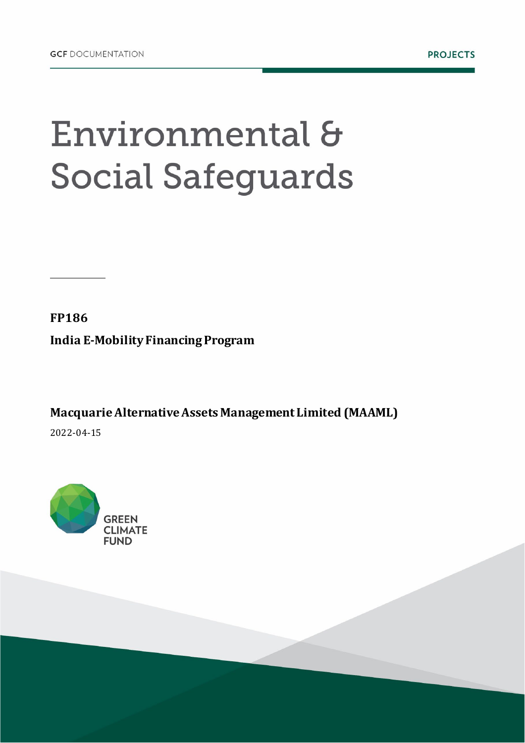GCF DOCUMENTATION

PROJECTS

# Environmental & Social Safeguards

**FP186**

**India E-Mobility Financing Program**

**Macquarie Alternative Assets Management Limited (MAAML)**

2022-04-15

GREEN CLIMATE FUND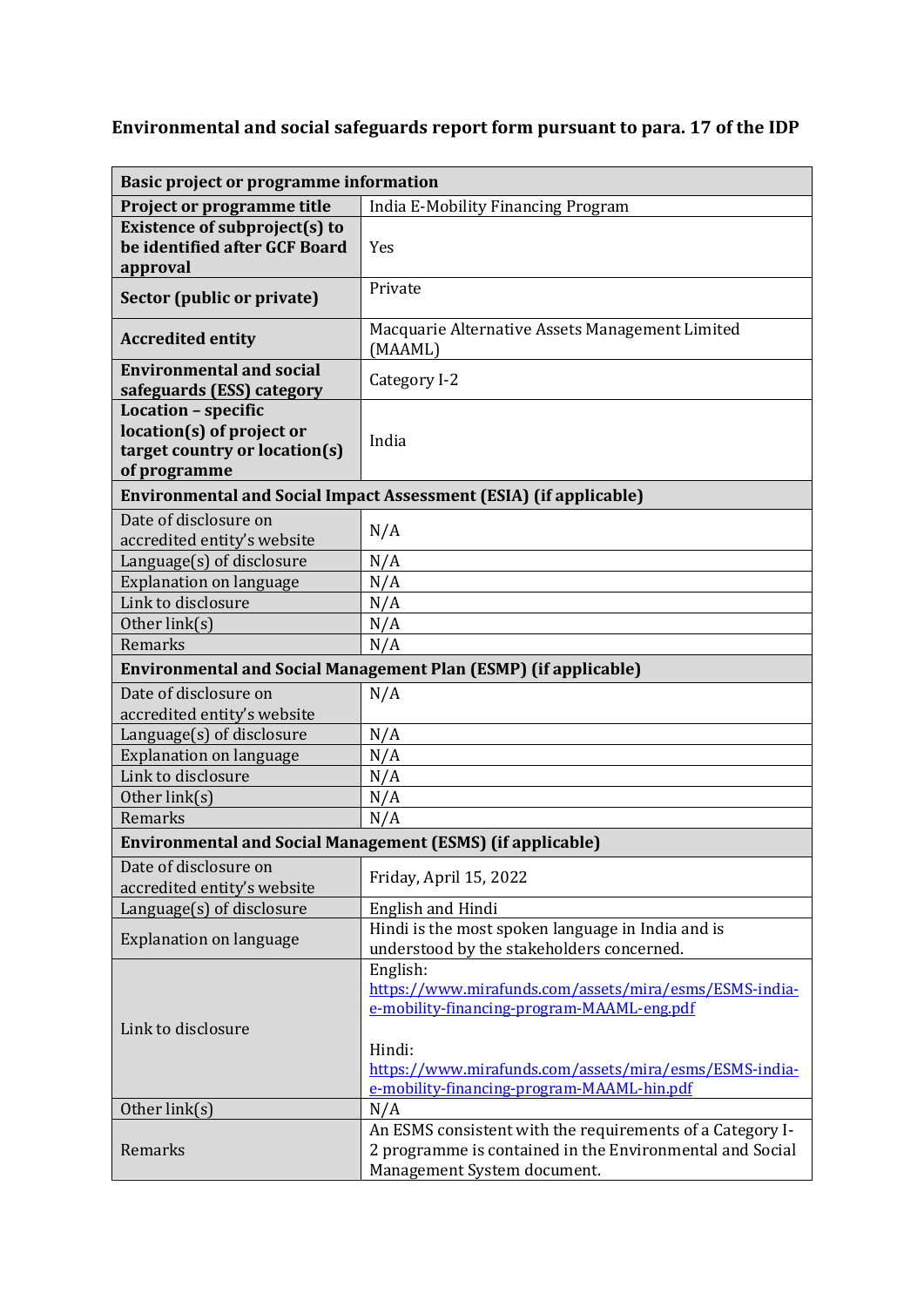**Environmental and social safeguards report form pursuant to para. 17 of the IDP**

| **Basic project or programme information** | |
|---|---|
| **Project or programme title** | India E-Mobility Financing Program |
| **Existence of subproject(s) to be identified after GCF Board approval** | Yes |
| **Sector (public or private)** | Private |
| **Accredited entity** | Macquarie Alternative Assets Management Limited (MAAML) |
| **Environmental and social safeguards (ESS) category** | Category I-2 |
| **Location – specific location(s) of project or target country or location(s) of programme** | India |
| **Environmental and Social Impact Assessment (ESIA) (if applicable)** | |
| Date of disclosure on accredited entity's website | N/A |
| Language(s) of disclosure | N/A |
| Explanation on language | N/A |
| Link to disclosure | N/A |
| Other link(s) | N/A |
| Remarks | N/A |
| **Environmental and Social Management Plan (ESMP) (if applicable)** | |
| Date of disclosure on accredited entity's website | N/A |
| Language(s) of disclosure | N/A |
| Explanation on language | N/A |
| Link to disclosure | N/A |
| Other link(s) | N/A |
| Remarks | N/A |
| **Environmental and Social Management (ESMS) (if applicable)** | |
| Date of disclosure on accredited entity's website | Friday, April 15, 2022 |
| Language(s) of disclosure | English and Hindi |
| Explanation on language | Hindi is the most spoken language in India and is understood by the stakeholders concerned. |
| Link to disclosure | English: https://www.mirafunds.com/assets/mira/esms/ESMS-india-e-mobility-financing-program-MAAML-eng.pdf <br><br> Hindi: https://www.mirafunds.com/assets/mira/esms/ESMS-india-e-mobility-financing-program-MAAML-hin.pdf |
| Other link(s) | N/A |
| Remarks | An ESMS consistent with the requirements of a Category I-2 programme is contained in the Environmental and Social Management System document. |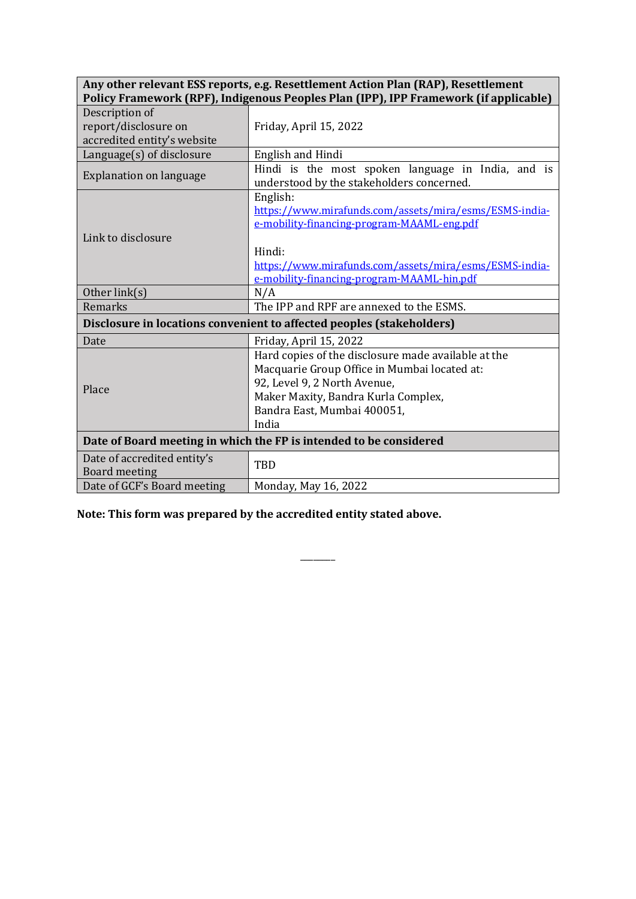| Any other relevant ESS reports, e.g. Resettlement Action Plan (RAP), Resettlement Policy Framework (RPF), Indigenous Peoples Plan (IPP), IPP Framework (if applicable) | |
|---|---|
| Description of report/disclosure on accredited entity's website | Friday, April 15, 2022 |
| Language(s) of disclosure | English and Hindi |
| Explanation on language | Hindi is the most spoken language in India, and is understood by the stakeholders concerned. |
| Link to disclosure | English: https://www.mirafunds.com/assets/mira/esms/ESMS-india-e-mobility-financing-program-MAAML-eng.pdf <br><br> Hindi: https://www.mirafunds.com/assets/mira/esms/ESMS-india-e-mobility-financing-program-MAAML-hin.pdf |
| Other link(s) | N/A |
| Remarks | The IPP and RPF are annexed to the ESMS. |
| **Disclosure in locations convenient to affected peoples (stakeholders)** | |
| Date | Friday, April 15, 2022 |
| Place | Hard copies of the disclosure made available at the Macquarie Group Office in Mumbai located at: <br> 92, Level 9, 2 North Avenue, <br> Maker Maxity, Bandra Kurla Complex, <br> Bandra East, Mumbai 400051, <br> India |
| **Date of Board meeting in which the FP is intended to be considered** | |
| Date of accredited entity's Board meeting | TBD |
| Date of GCF's Board meeting | Monday, May 16, 2022 |

**Note: This form was prepared by the accredited entity stated above.**

\_\_\_\_\_\_